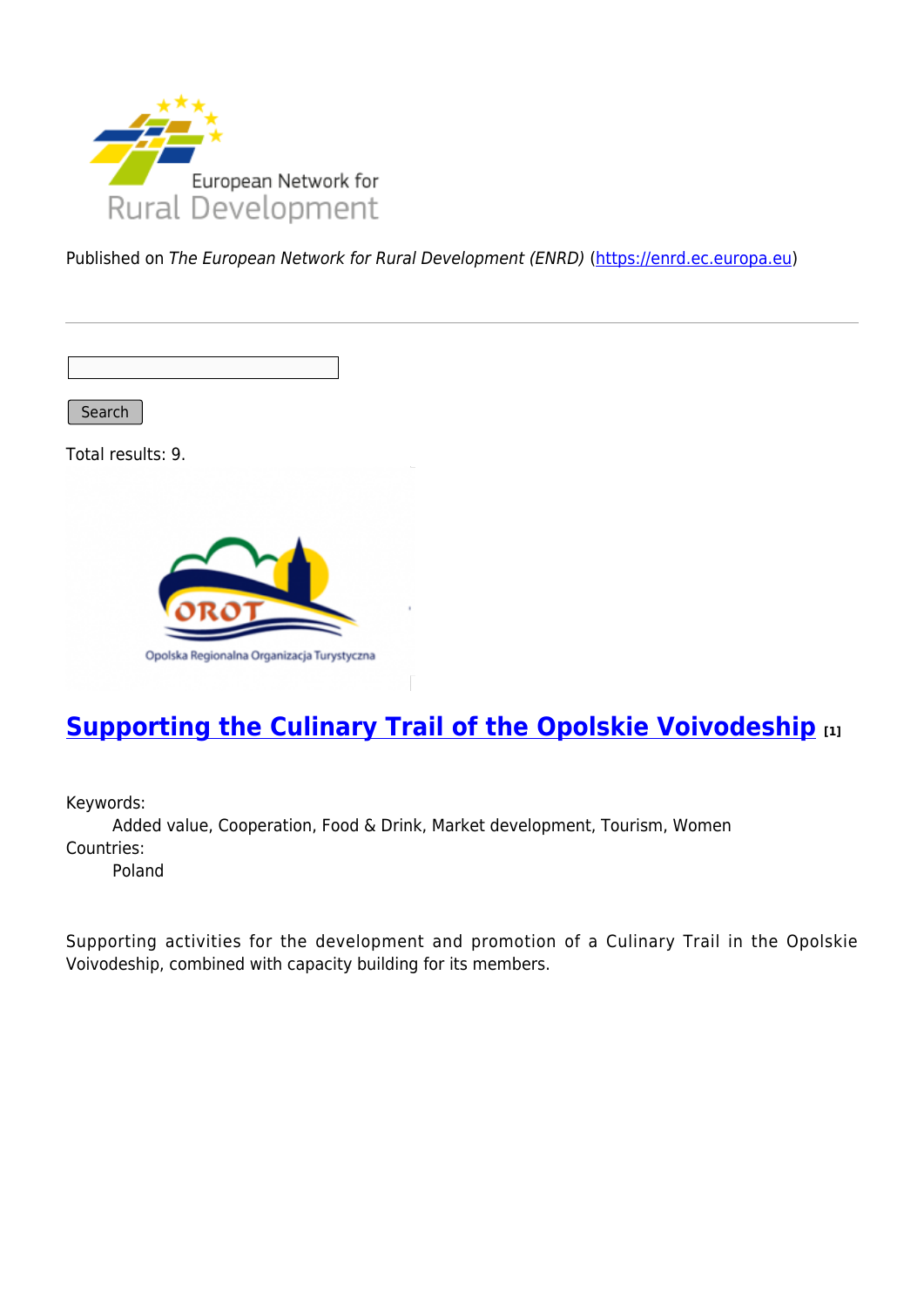Published on *The European Network for Rural Development (ENRD)* (https://enrd.ec.europa.eu)

Search

Total results: 9.

## Supporting the Culinary Trail of the Opolskie Voivodeship [1]

Keywords:
Added value, Cooperation, Food & Drink, Market development, Tourism, Women

Countries:
Poland

Supporting activities for the development and promotion of a Culinary Trail in the Opolskie Voivodeship, combined with capacity building for its members.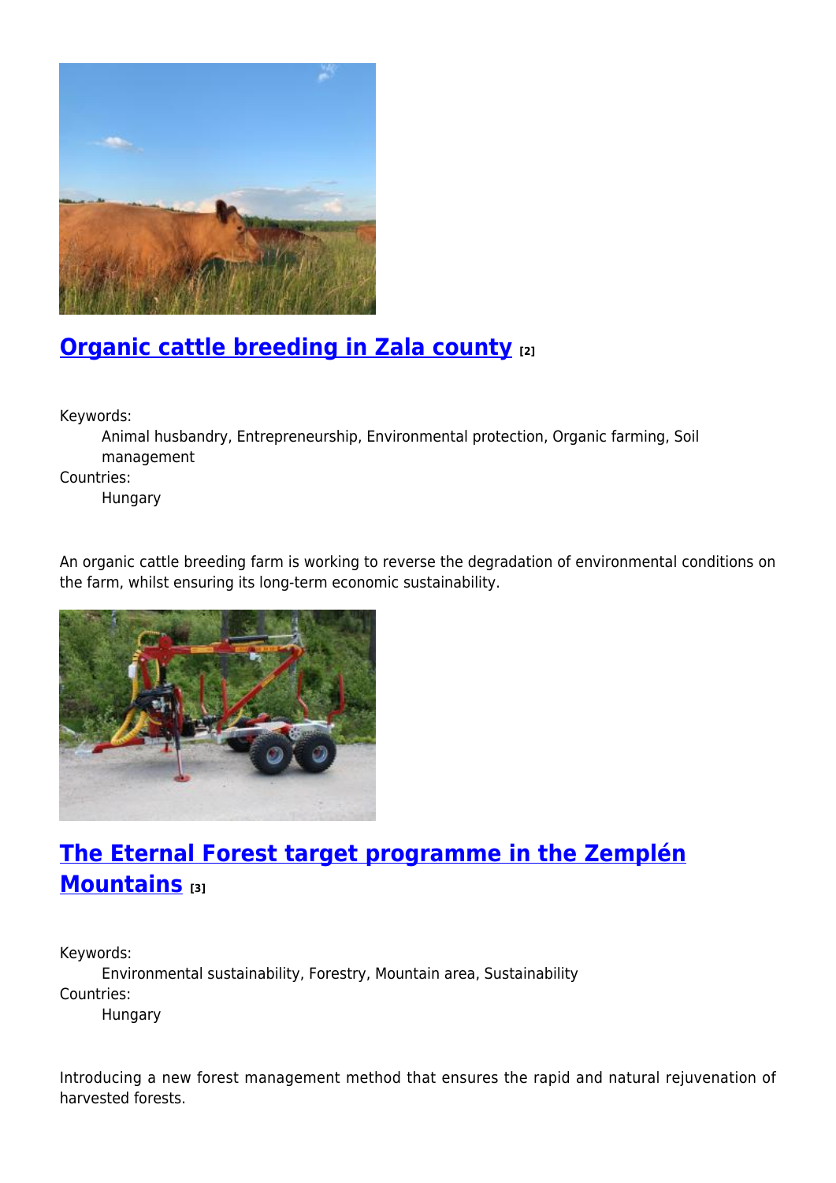## [Organic cattle breeding in Zala county](#) [2]

Keywords:
: Animal husbandry, Entrepreneurship, Environmental protection, Organic farming, Soil management

Countries:
: Hungary

An organic cattle breeding farm is working to reverse the degradation of environmental conditions on the farm, whilst ensuring its long-term economic sustainability.

## [The Eternal Forest target programme in the Zemplén Mountains](#) [3]

Keywords:
: Environmental sustainability, Forestry, Mountain area, Sustainability

Countries:
: Hungary

Introducing a new forest management method that ensures the rapid and natural rejuvenation of harvested forests.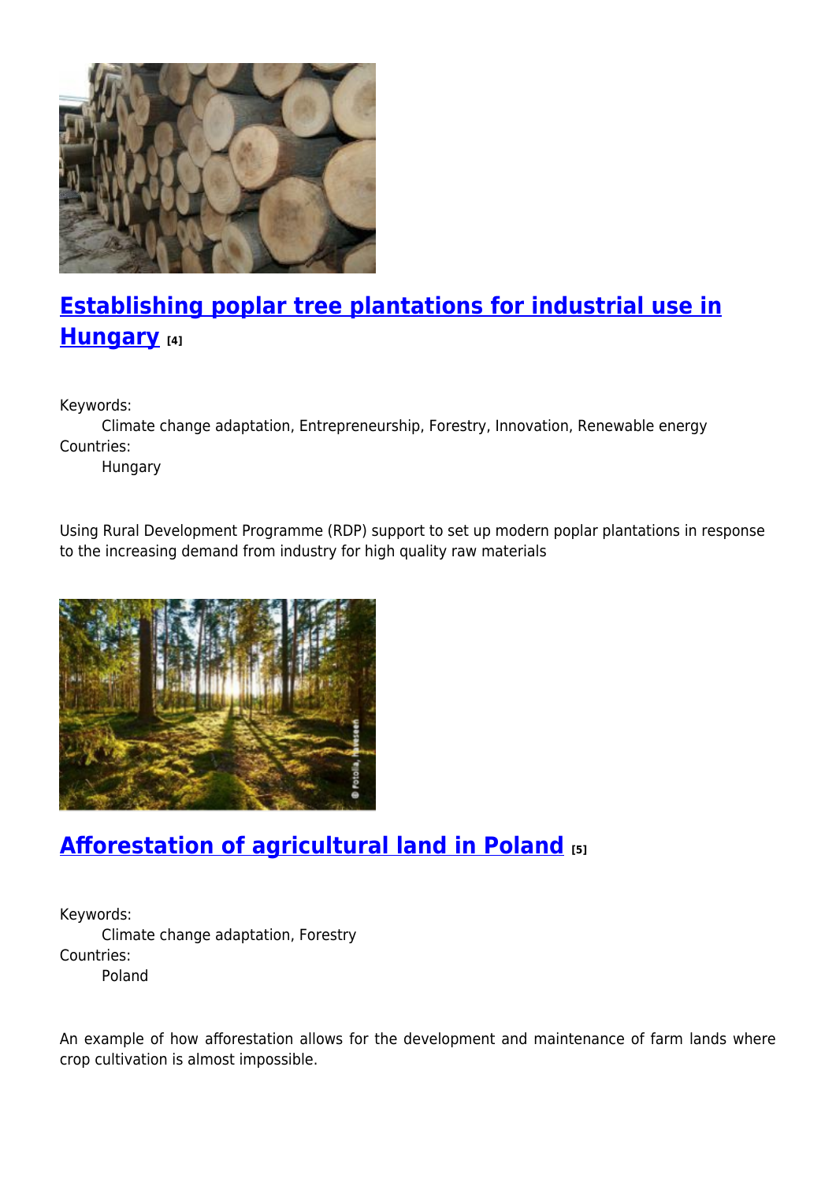## Establishing poplar tree plantations for industrial use in Hungary [4]

Keywords:
Climate change adaptation, Entrepreneurship, Forestry, Innovation, Renewable energy

Countries:
Hungary

Using Rural Development Programme (RDP) support to set up modern poplar plantations in response to the increasing demand from industry for high quality raw materials

## Afforestation of agricultural land in Poland [5]

Keywords:
Climate change adaptation, Forestry

Countries:
Poland

An example of how afforestation allows for the development and maintenance of farm lands where crop cultivation is almost impossible.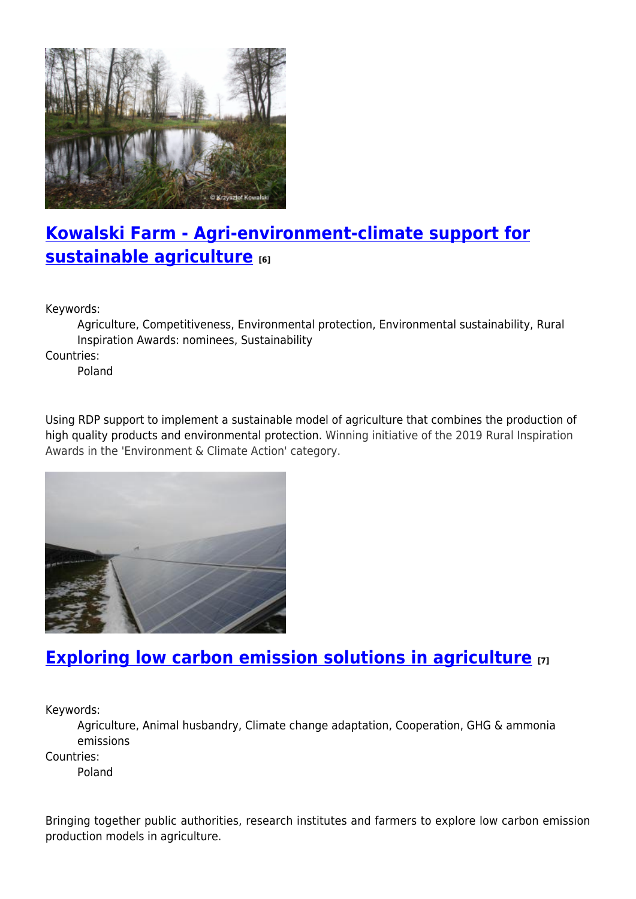## Kowalski Farm - Agri-environment-climate support for sustainable agriculture [6]

Keywords:
Agriculture, Competitiveness, Environmental protection, Environmental sustainability, Rural Inspiration Awards: nominees, Sustainability

Countries:
Poland

Using RDP support to implement a sustainable model of agriculture that combines the production of high quality products and environmental protection. Winning initiative of the 2019 Rural Inspiration Awards in the 'Environment & Climate Action' category.

## Exploring low carbon emission solutions in agriculture [7]

Keywords:
Agriculture, Animal husbandry, Climate change adaptation, Cooperation, GHG & ammonia emissions

Countries:
Poland

Bringing together public authorities, research institutes and farmers to explore low carbon emission production models in agriculture.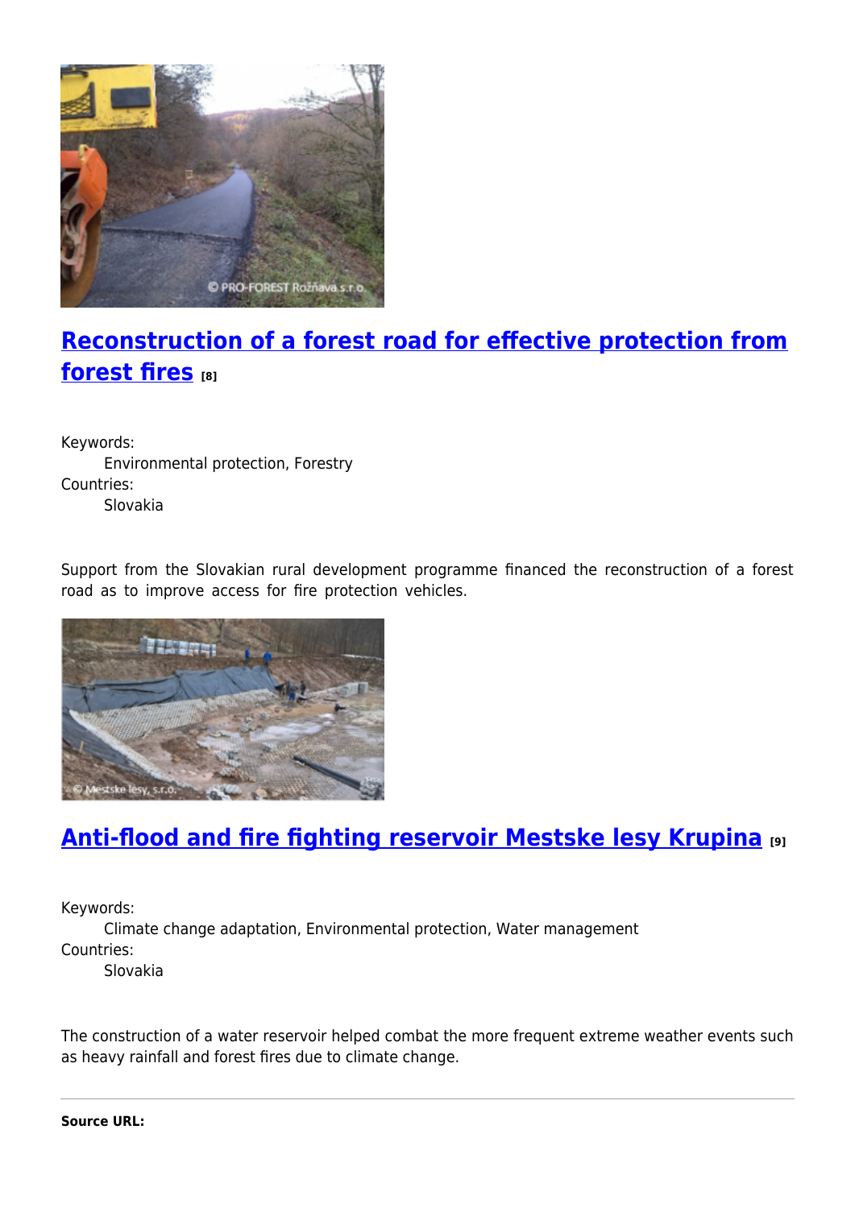## [Reconstruction of a forest road for effective protection from forest fires](#) [8]

Keywords:
Environmental protection, Forestry
Countries:
Slovakia

Support from the Slovakian rural development programme financed the reconstruction of a forest road as to improve access for fire protection vehicles.

## [Anti-flood and fire fighting reservoir Mestske lesy Krupina](#) [9]

Keywords:
Climate change adaptation, Environmental protection, Water management
Countries:
Slovakia

The construction of a water reservoir helped combat the more frequent extreme weather events such as heavy rainfall and forest fires due to climate change.

---

**Source URL:**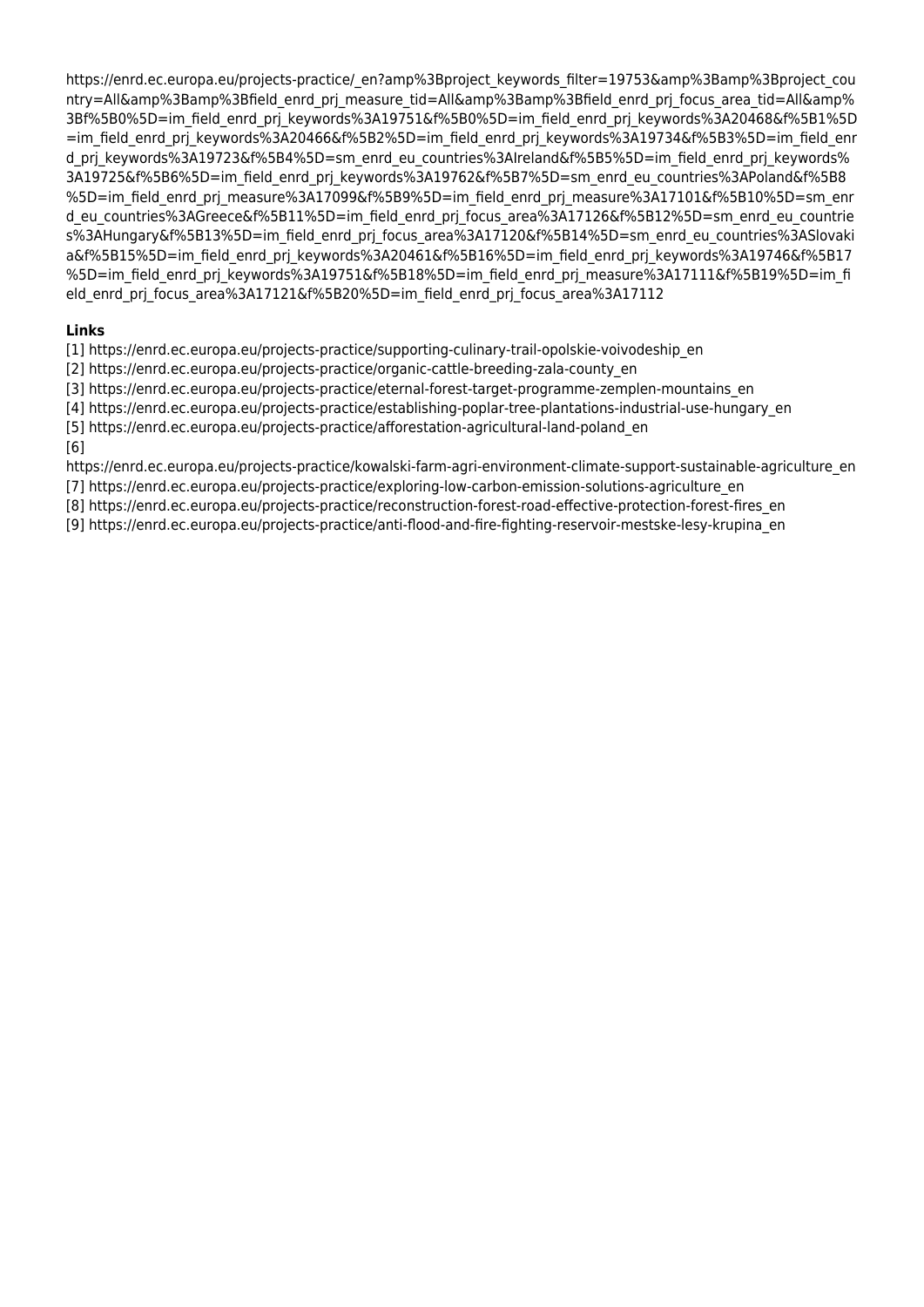https://enrd.ec.europa.eu/projects-practice/_en?amp%3Bproject_keywords_filter=19753&amp%3Bamp%3Bproject_country=All&amp%3Bamp%3Bfield_enrd_prj_measure_tid=All&amp%3Bamp%3Bfield_enrd_prj_focus_area_tid=All&amp%3Bf%5B0%5D=im_field_enrd_prj_keywords%3A19751&f%5B0%5D=im_field_enrd_prj_keywords%3A20468&f%5B1%5D=im_field_enrd_prj_keywords%3A20466&f%5B2%5D=im_field_enrd_prj_keywords%3A19734&f%5B3%5D=im_field_enrd_prj_keywords%3A19723&f%5B4%5D=sm_enrd_eu_countries%3AIreland&f%5B5%5D=im_field_enrd_prj_keywords%3A19725&f%5B6%5D=im_field_enrd_prj_keywords%3A19762&f%5B7%5D=sm_enrd_eu_countries%3APoland&f%5B8%5D=im_field_enrd_prj_measure%3A17099&f%5B9%5D=im_field_enrd_prj_measure%3A17101&f%5B10%5D=sm_enrd_eu_countries%3AGreece&f%5B11%5D=im_field_enrd_prj_focus_area%3A17126&f%5B12%5D=sm_enrd_eu_countries%3AHungary&f%5B13%5D=im_field_enrd_prj_focus_area%3A17120&f%5B14%5D=sm_enrd_eu_countries%3ASlovakia&f%5B15%5D=im_field_enrd_prj_keywords%3A20461&f%5B16%5D=im_field_enrd_prj_keywords%3A19746&f%5B17%5D=im_field_enrd_prj_keywords%3A19751&f%5B18%5D=im_field_enrd_prj_measure%3A17111&f%5B19%5D=im_field_enrd_prj_focus_area%3A17121&f%5B20%5D=im_field_enrd_prj_focus_area%3A17112

**Links**

[1] https://enrd.ec.europa.eu/projects-practice/supporting-culinary-trail-opolskie-voivodeship_en
[2] https://enrd.ec.europa.eu/projects-practice/organic-cattle-breeding-zala-county_en
[3] https://enrd.ec.europa.eu/projects-practice/eternal-forest-target-programme-zemplen-mountains_en
[4] https://enrd.ec.europa.eu/projects-practice/establishing-poplar-tree-plantations-industrial-use-hungary_en
[5] https://enrd.ec.europa.eu/projects-practice/afforestation-agricultural-land-poland_en
[6] https://enrd.ec.europa.eu/projects-practice/kowalski-farm-agri-environment-climate-support-sustainable-agriculture_en
[7] https://enrd.ec.europa.eu/projects-practice/exploring-low-carbon-emission-solutions-agriculture_en
[8] https://enrd.ec.europa.eu/projects-practice/reconstruction-forest-road-effective-protection-forest-fires_en
[9] https://enrd.ec.europa.eu/projects-practice/anti-flood-and-fire-fighting-reservoir-mestske-lesy-krupina_en